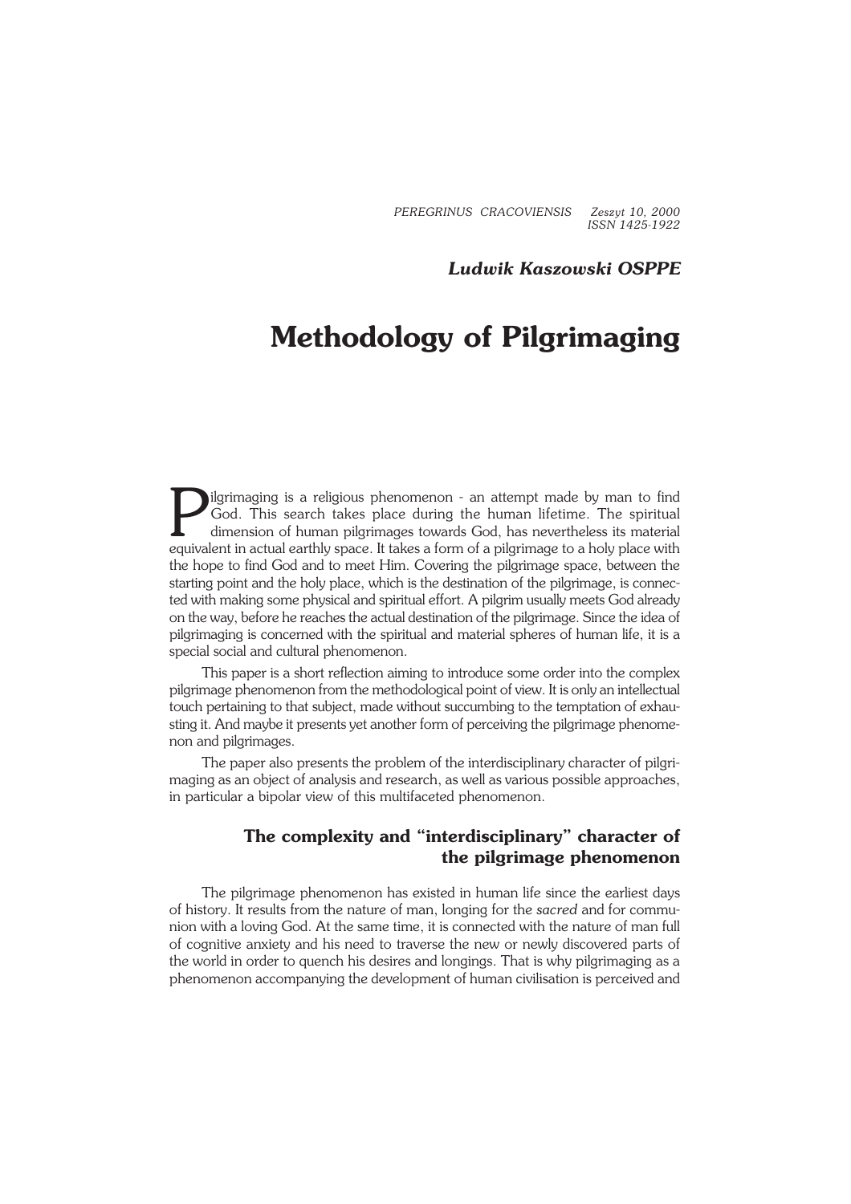*Ludwik Kaszowski OSPPE*

# Methodology of Pilgrimaging

Pilgrimaging is a religious phenomenon - an attempt made by man to find God. This search takes place during the human lifetime. The spiritual dimension of human pilgrimages towards God, has nevertheless its material equivalent in actual earthly space. It takes a form of a pilgrimage to a holy place with the hope to find God and to meet Him. Covering the pilgrimage space, between the starting point and the holy place, which is the destination of the pilgrimage, is connected with making some physical and spiritual effort. A pilgrim usually meets God already on the way, before he reaches the actual destination of the pilgrimage. Since the idea of pilgrimaging is concerned with the spiritual and material spheres of human life, it is a special social and cultural phenomenon.

This paper is a short reflection aiming to introduce some order into the complex pilgrimage phenomenon from the methodological point of view. It is only an intellectual touch pertaining to that subject, made without succumbing to the temptation of exhausting it. And maybe it presents yet another form of perceiving the pilgrimage phenomenon and pilgrimages.

The paper also presents the problem of the interdisciplinary character of pilgrimaging as an object of analysis and research, as well as various possible approaches, in particular a bipolar view of this multifaceted phenomenon.

## The complexity and "interdisciplinary" character of the pilgrimage phenomenon

The pilgrimage phenomenon has existed in human life since the earliest days of history. It results from the nature of man, longing for the *sacred* and for communion with a loving God. At the same time, it is connected with the nature of man full of cognitive anxiety and his need to traverse the new or newly discovered parts of the world in order to quench his desires and longings. That is why pilgrimaging as a phenomenon accompanying the development of human civilisation is perceived and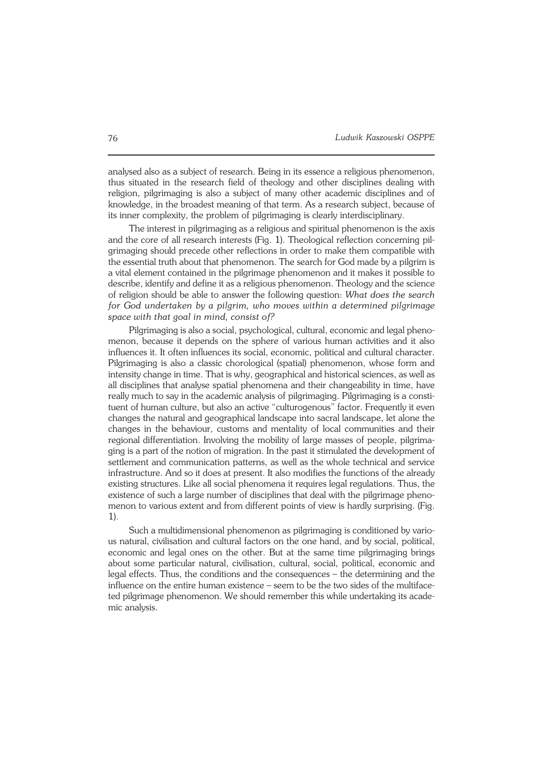analysed also as a subject of research. Being in its essence a religious phenomenon, thus situated in the research field of theology and other disciplines dealing with religion, pilgrimaging is also a subject of many other academic disciplines and of knowledge, in the broadest meaning of that term. As a research subject, because of its inner complexity, the problem of pilgrimaging is clearly interdisciplinary.

The interest in pilgrimaging as a religious and spiritual phenomenon is the axis and the core of all research interests (Fig. 1). Theological reflection concerning pilgrimaging should precede other reflections in order to make them compatible with the essential truth about that phenomenon. The search for God made by a pilgrim is a vital element contained in the pilgrimage phenomenon and it makes it possible to describe, identify and define it as a religious phenomenon. Theology and the science of religion should be able to answer the following question: *What does the search for God undertaken by a pilgrim, who moves within a determined pilgrimage space with that goal in mind, consist of?*

Pilgrimaging is also a social, psychological, cultural, economic and legal phenomenon, because it depends on the sphere of various human activities and it also influences it. It often influences its social, economic, political and cultural character. Pilgrimaging is also a classic chorological (spatial) phenomenon, whose form and intensity change in time. That is why, geographical and historical sciences, as well as all disciplines that analyse spatial phenomena and their changeability in time, have really much to say in the academic analysis of pilgrimaging. Pilgrimaging is a constituent of human culture, but also an active "culturogenous" factor. Frequently it even changes the natural and geographical landscape into sacral landscape, let alone the changes in the behaviour, customs and mentality of local communities and their regional differentiation. Involving the mobility of large masses of people, pilgrimaging is a part of the notion of migration. In the past it stimulated the development of settlement and communication patterns, as well as the whole technical and service infrastructure. And so it does at present. It also modifies the functions of the already existing structures. Like all social phenomena it requires legal regulations. Thus, the existence of such a large number of disciplines that deal with the pilgrimage phenomenon to various extent and from different points of view is hardly surprising. (Fig. 1).

Such a multidimensional phenomenon as pilgrimaging is conditioned by various natural, civilisation and cultural factors on the one hand, and by social, political, economic and legal ones on the other. But at the same time pilgrimaging brings about some particular natural, civilisation, cultural, social, political, economic and legal effects. Thus, the conditions and the consequences – the determining and the influence on the entire human existence – seem to be the two sides of the multifaceted pilgrimage phenomenon. We should remember this while undertaking its academic analysis.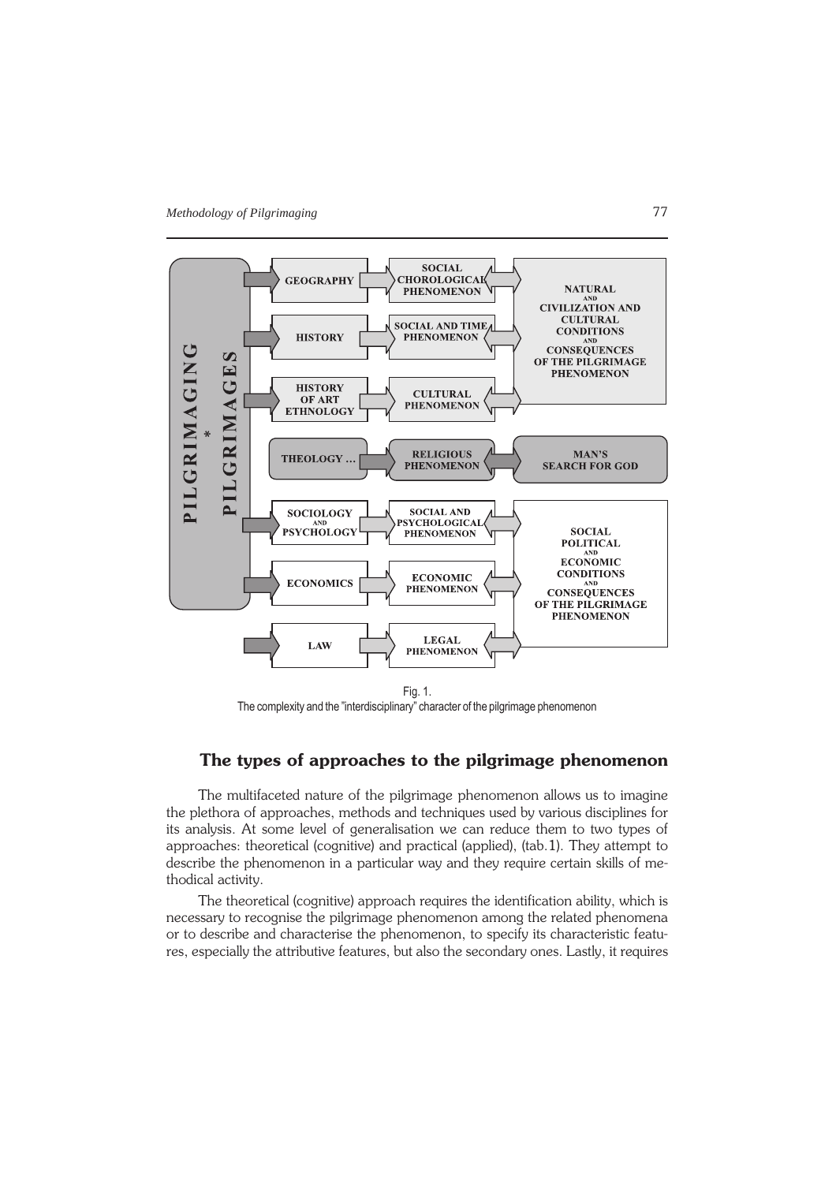Fig. 1.
The complexity and the "interdisciplinary" character of the pilgrimage phenomenon

## The types of approaches to the pilgrimage phenomenon

The multifaceted nature of the pilgrimage phenomenon allows us to imagine the plethora of approaches, methods and techniques used by various disciplines for its analysis. At some level of generalisation we can reduce them to two types of approaches: theoretical (cognitive) and practical (applied), (tab.1). They attempt to describe the phenomenon in a particular way and they require certain skills of methodical activity.

The theoretical (cognitive) approach requires the identification ability, which is necessary to recognise the pilgrimage phenomenon among the related phenomena or to describe and characterise the phenomenon, to specify its characteristic features, especially the attributive features, but also the secondary ones. Lastly, it requires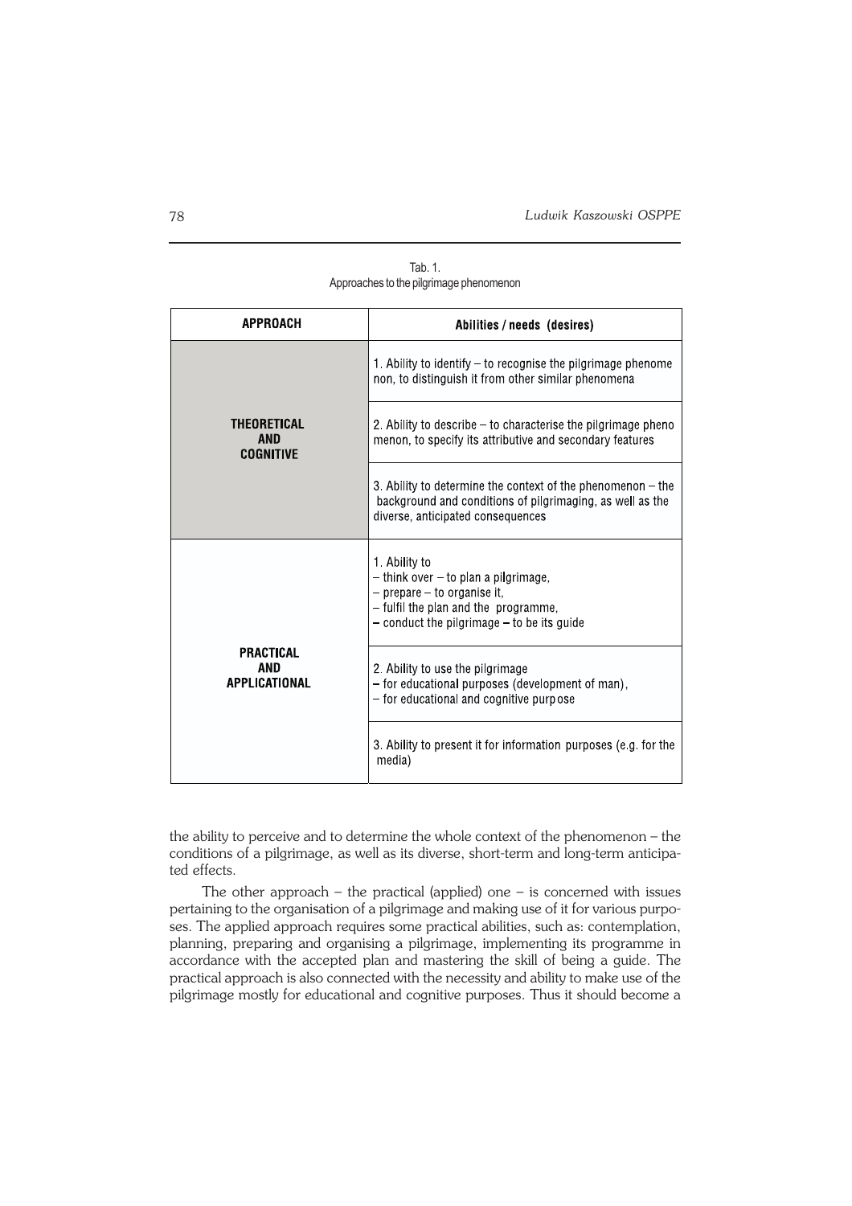Tab. 1.
Approaches to the pilgrimage phenomenon

| APPROACH | Abilities / needs (desires) |
|---|---|
| THEORETICAL AND COGNITIVE | 1. Ability to identify – to recognise the pilgrimage phenomenon, to distinguish it from other similar phenomena |
| | 2. Ability to describe – to characterise the pilgrimage phenomenon, to specify its attributive and secondary features |
| | 3. Ability to determine the context of the phenomenon – the background and conditions of pilgrimaging, as well as the diverse, anticipated consequences |
| PRACTICAL AND APPLICATIONAL | 1. Ability to<br>– think over – to plan a pilgrimage,<br>– prepare – to organise it,<br>– fulfil the plan and the programme,<br>– conduct the pilgrimage – to be its guide |
| | 2. Ability to use the pilgrimage<br>– for educational purposes (development of man),<br>– for educational and cognitive purpose |
| | 3. Ability to present it for information purposes (e.g. for the media) |

the ability to perceive and to determine the whole context of the phenomenon – the conditions of a pilgrimage, as well as its diverse, short-term and long-term anticipated effects.

The other approach – the practical (applied) one – is concerned with issues pertaining to the organisation of a pilgrimage and making use of it for various purposes. The applied approach requires some practical abilities, such as: contemplation, planning, preparing and organising a pilgrimage, implementing its programme in accordance with the accepted plan and mastering the skill of being a guide. The practical approach is also connected with the necessity and ability to make use of the pilgrimage mostly for educational and cognitive purposes. Thus it should become a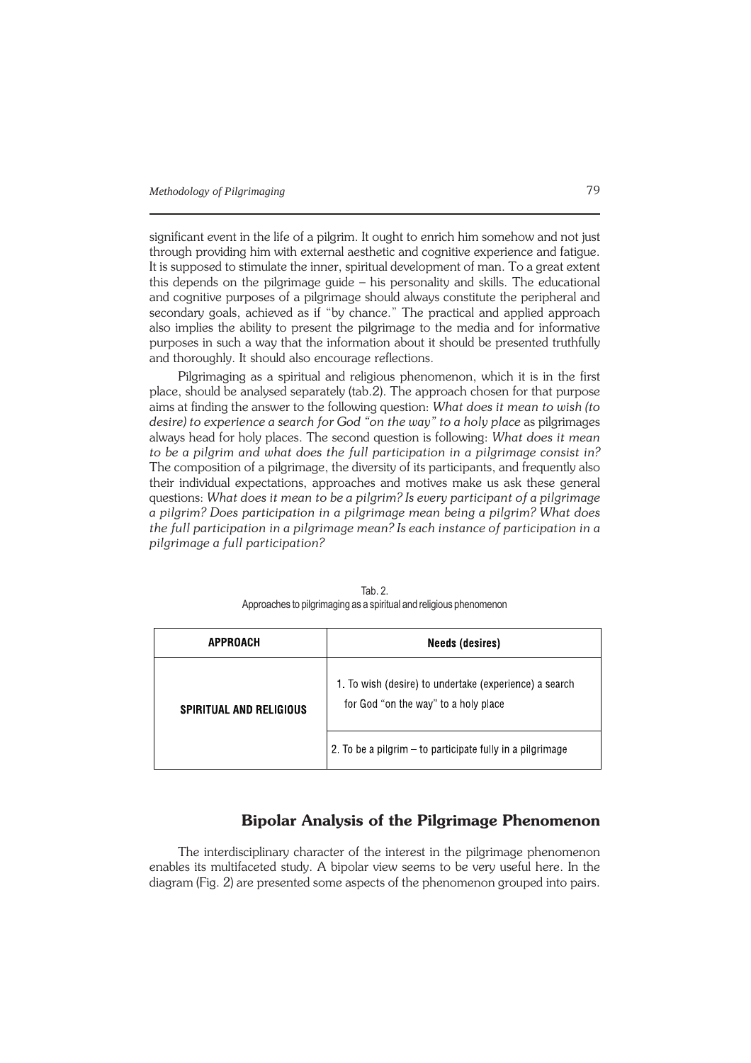significant event in the life of a pilgrim. It ought to enrich him somehow and not just through providing him with external aesthetic and cognitive experience and fatigue. It is supposed to stimulate the inner, spiritual development of man. To a great extent this depends on the pilgrimage guide – his personality and skills. The educational and cognitive purposes of a pilgrimage should always constitute the peripheral and secondary goals, achieved as if "by chance." The practical and applied approach also implies the ability to present the pilgrimage to the media and for informative purposes in such a way that the information about it should be presented truthfully and thoroughly. It should also encourage reflections.

Pilgrimaging as a spiritual and religious phenomenon, which it is in the first place, should be analysed separately (tab.2). The approach chosen for that purpose aims at finding the answer to the following question: *What does it mean to wish (to desire) to experience a search for God "on the way" to a holy place* as pilgrimages always head for holy places. The second question is following: *What does it mean to be a pilgrim and what does the full participation in a pilgrimage consist in?* The composition of a pilgrimage, the diversity of its participants, and frequently also their individual expectations, approaches and motives make us ask these general questions: *What does it mean to be a pilgrim? Is every participant of a pilgrimage a pilgrim? Does participation in a pilgrimage mean being a pilgrim? What does the full participation in a pilgrimage mean? Is each instance of participation in a pilgrimage a full participation?*

Tab. 2.
Approaches to pilgrimaging as a spiritual and religious phenomenon

| APPROACH | Needs (desires) |
|---|---|
| SPIRITUAL AND RELIGIOUS | 1. To wish (desire) to undertake (experience) a search for God "on the way" to a holy place |
| | 2. To be a pilgrim – to participate fully in a pilgrimage |

## Bipolar Analysis of the Pilgrimage Phenomenon

The interdisciplinary character of the interest in the pilgrimage phenomenon enables its multifaceted study. A bipolar view seems to be very useful here. In the diagram (Fig. 2) are presented some aspects of the phenomenon grouped into pairs.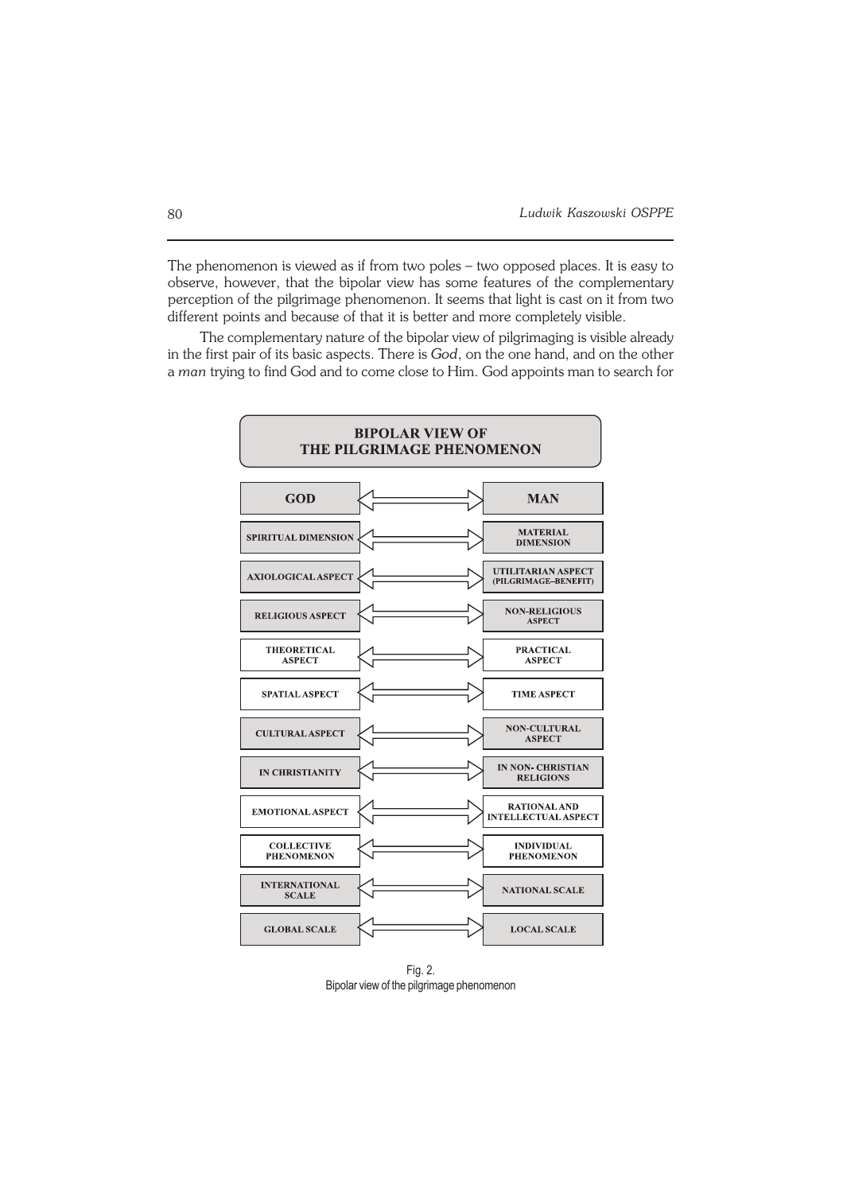The phenomenon is viewed as if from two poles – two opposed places. It is easy to observe, however, that the bipolar view has some features of the complementary perception of the pilgrimage phenomenon. It seems that light is cast on it from two different points and because of that it is better and more completely visible.

The complementary nature of the bipolar view of pilgrimaging is visible already in the first pair of its basic aspects. There is *God*, on the one hand, and on the other a *man* trying to find God and to come close to Him. God appoints man to search for

| BIPOLAR VIEW OF THE PILGRIMAGE PHENOMENON | | |
|---|---|---|
| GOD | ⟷ | MAN |
| SPIRITUAL DIMENSION | ⟷ | MATERIAL DIMENSION |
| AXIOLOGICAL ASPECT | ⟷ | UTILITARIAN ASPECT (PILGRIMAGE–BENEFIT) |
| RELIGIOUS ASPECT | ⟷ | NON-RELIGIOUS ASPECT |
| THEORETICAL ASPECT | ⟷ | PRACTICAL ASPECT |
| SPATIAL ASPECT | ⟷ | TIME ASPECT |
| CULTURAL ASPECT | ⟷ | NON-CULTURAL ASPECT |
| IN CHRISTIANITY | ⟷ | IN NON- CHRISTIAN RELIGIONS |
| EMOTIONAL ASPECT | ⟷ | RATIONAL AND INTELLECTUAL ASPECT |
| COLLECTIVE PHENOMENON | ⟷ | INDIVIDUAL PHENOMENON |
| INTERNATIONAL SCALE | ⟷ | NATIONAL SCALE |
| GLOBAL SCALE | ⟷ | LOCAL SCALE |

Fig. 2.
Bipolar view of the pilgrimage phenomenon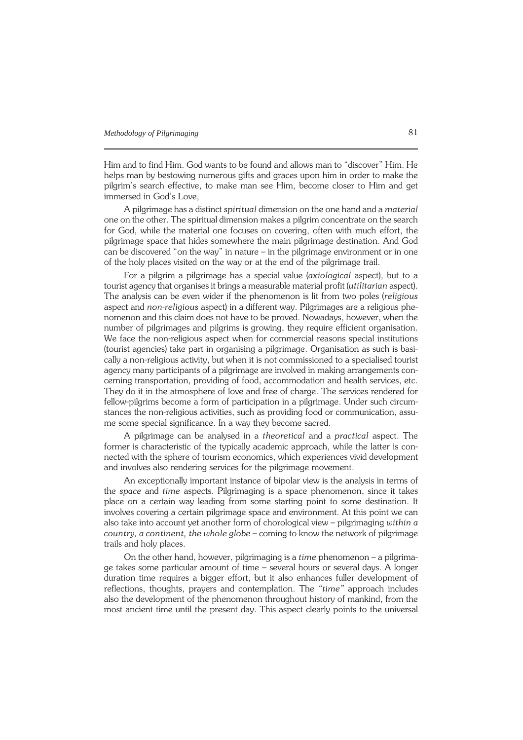Him and to find Him. God wants to be found and allows man to "discover" Him. He helps man by bestowing numerous gifts and graces upon him in order to make the pilgrim's search effective, to make man see Him, become closer to Him and get immersed in God's Love,

A pilgrimage has a distinct *spiritual* dimension on the one hand and a *material* one on the other. The spiritual dimension makes a pilgrim concentrate on the search for God, while the material one focuses on covering, often with much effort, the pilgrimage space that hides somewhere the main pilgrimage destination. And God can be discovered "on the way" in nature – in the pilgrimage environment or in one of the holy places visited on the way or at the end of the pilgrimage trail.

For a pilgrim a pilgrimage has a special value (*axiological* aspect), but to a tourist agency that organises it brings a measurable material profit (*utilitarian* aspect). The analysis can be even wider if the phenomenon is lit from two poles (*religious* aspect and *non-religious* aspect) in a different way. Pilgrimages are a religious phenomenon and this claim does not have to be proved. Nowadays, however, when the number of pilgrimages and pilgrims is growing, they require efficient organisation. We face the non-religious aspect when for commercial reasons special institutions (tourist agencies) take part in organising a pilgrimage. Organisation as such is basically a non-religious activity, but when it is not commissioned to a specialised tourist agency many participants of a pilgrimage are involved in making arrangements concerning transportation, providing of food, accommodation and health services, etc. They do it in the atmosphere of love and free of charge. The services rendered for fellow-pilgrims become a form of participation in a pilgrimage. Under such circumstances the non-religious activities, such as providing food or communication, assume some special significance. In a way they become sacred.

A pilgrimage can be analysed in a *theoretical* and a *practical* aspect. The former is characteristic of the typically academic approach, while the latter is connected with the sphere of tourism economics, which experiences vivid development and involves also rendering services for the pilgrimage movement.

An exceptionally important instance of bipolar view is the analysis in terms of the *space* and *time* aspects. Pilgrimaging is a space phenomenon, since it takes place on a certain way leading from some starting point to some destination. It involves covering a certain pilgrimage space and environment. At this point we can also take into account yet another form of chorological view – pilgrimaging *within a country, a continent, the whole globe* – coming to know the network of pilgrimage trails and holy places.

On the other hand, however, pilgrimaging is a *time* phenomenon – a pilgrimage takes some particular amount of time – several hours or several days. A longer duration time requires a bigger effort, but it also enhances fuller development of reflections, thoughts, prayers and contemplation. The *"time"* approach includes also the development of the phenomenon throughout history of mankind, from the most ancient time until the present day. This aspect clearly points to the universal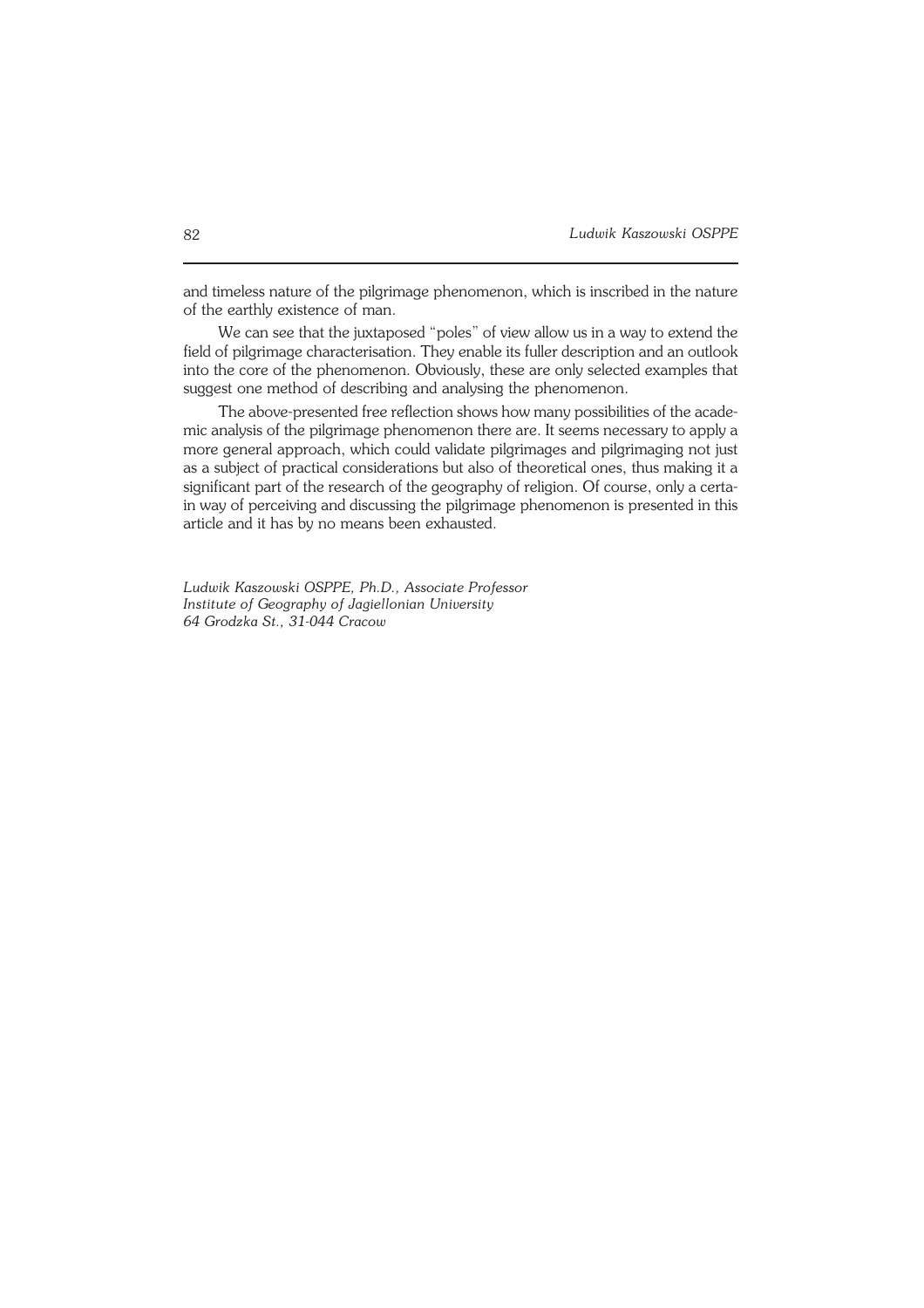and timeless nature of the pilgrimage phenomenon, which is inscribed in the nature of the earthly existence of man.

We can see that the juxtaposed "poles" of view allow us in a way to extend the field of pilgrimage characterisation. They enable its fuller description and an outlook into the core of the phenomenon. Obviously, these are only selected examples that suggest one method of describing and analysing the phenomenon.

The above-presented free reflection shows how many possibilities of the academic analysis of the pilgrimage phenomenon there are. It seems necessary to apply a more general approach, which could validate pilgrimages and pilgrimaging not just as a subject of practical considerations but also of theoretical ones, thus making it a significant part of the research of the geography of religion. Of course, only a certain way of perceiving and discussing the pilgrimage phenomenon is presented in this article and it has by no means been exhausted.

*Ludwik Kaszowski OSPPE, Ph.D., Associate Professor*
*Institute of Geography of Jagiellonian University*
*64 Grodzka St., 31-044 Cracow*